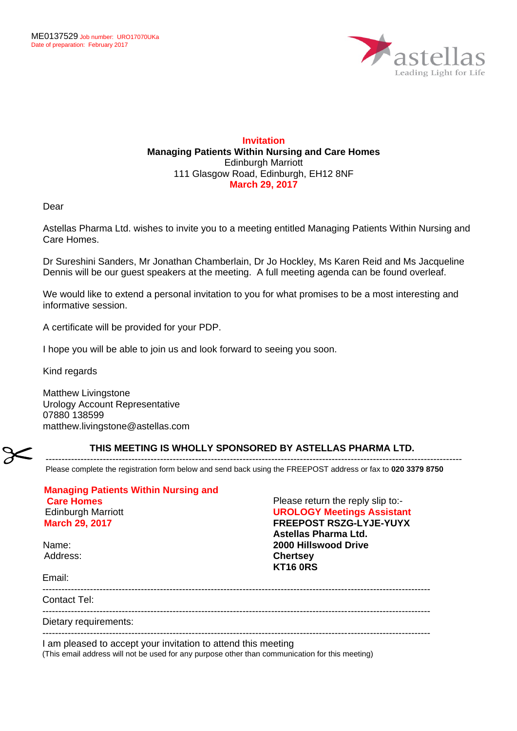ME0137529 Job number: URO17070UKa
Date of preparation: February 2017

astellas
Leading Light for Life

**Invitation**
**Managing Patients Within Nursing and Care Homes**
Edinburgh Marriott
111 Glasgow Road, Edinburgh, EH12 8NF
**March 29, 2017**

Dear

Astellas Pharma Ltd. wishes to invite you to a meeting entitled Managing Patients Within Nursing and Care Homes.

Dr Sureshini Sanders, Mr Jonathan Chamberlain, Dr Jo Hockley, Ms Karen Reid and Ms Jacqueline Dennis will be our guest speakers at the meeting. A full meeting agenda can be found overleaf.

We would like to extend a personal invitation to you for what promises to be a most interesting and informative session.

A certificate will be provided for your PDP.

I hope you will be able to join us and look forward to seeing you soon.

Kind regards

Matthew Livingstone
Urology Account Representative
07880 138599
matthew.livingstone@astellas.com

**THIS MEETING IS WHOLLY SPONSORED BY ASTELLAS PHARMA LTD.**

---

Please complete the registration form below and send back using the FREEPOST address or fax to **020 3379 8750**

**Managing Patients Within Nursing and Care Homes**
Edinburgh Marriott
**March 29, 2017**

Please return the reply slip to:-
**UROLOGY Meetings Assistant**
**FREEPOST RSZG-LYJE-YUYX**
**Astellas Pharma Ltd.**
**2000 Hillswood Drive**
**Chertsey**
**KT16 0RS**

Name:
Address:

Email:

---

Contact Tel:

---

Dietary requirements:

---

I am pleased to accept your invitation to attend this meeting
(This email address will not be used for any purpose other than communication for this meeting)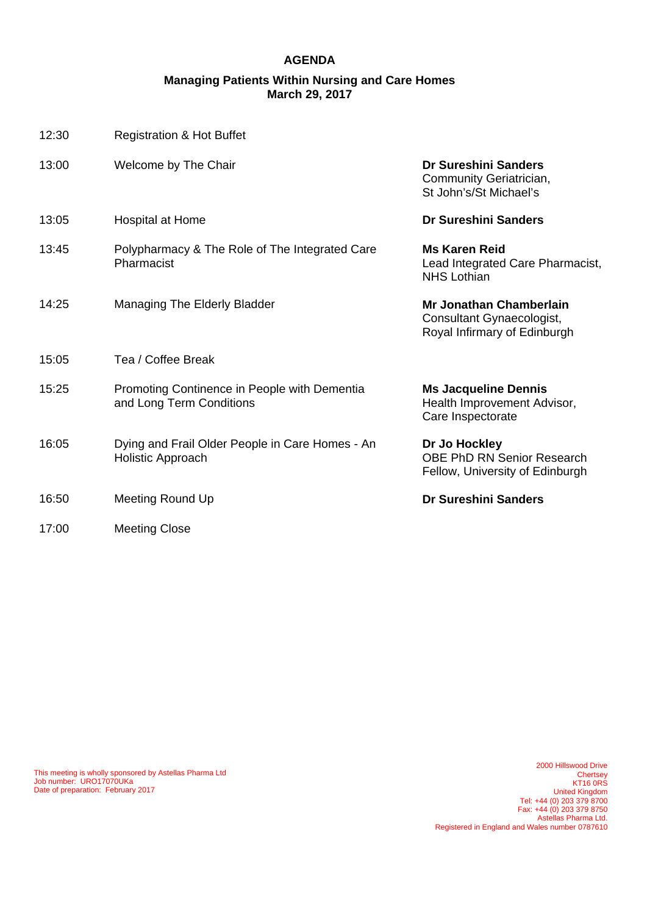# AGENDA

## Managing Patients Within Nursing and Care Homes
## March 29, 2017

| | | |
|---|---|---|
| 12:30 | Registration & Hot Buffet | |
| 13:00 | Welcome by The Chair | **Dr Sureshini Sanders** Community Geriatrician, St John's/St Michael's |
| 13:05 | Hospital at Home | **Dr Sureshini Sanders** |
| 13:45 | Polypharmacy & The Role of The Integrated Care Pharmacist | **Ms Karen Reid** Lead Integrated Care Pharmacist, NHS Lothian |
| 14:25 | Managing The Elderly Bladder | **Mr Jonathan Chamberlain** Consultant Gynaecologist, Royal Infirmary of Edinburgh |
| 15:05 | Tea / Coffee Break | |
| 15:25 | Promoting Continence in People with Dementia and Long Term Conditions | **Ms Jacqueline Dennis** Health Improvement Advisor, Care Inspectorate |
| 16:05 | Dying and Frail Older People in Care Homes - An Holistic Approach | **Dr Jo Hockley** OBE PhD RN Senior Research Fellow, University of Edinburgh |
| 16:50 | Meeting Round Up | **Dr Sureshini Sanders** |
| 17:00 | Meeting Close | |

This meeting is wholly sponsored by Astellas Pharma Ltd
Job number: URO17070UKa
Date of preparation: February 2017

2000 Hillswood Drive
Chertsey
KT16 0RS
United Kingdom
Tel: +44 (0) 203 379 8700
Fax: +44 (0) 203 379 8750
Astellas Pharma Ltd.
Registered in England and Wales number 0787610